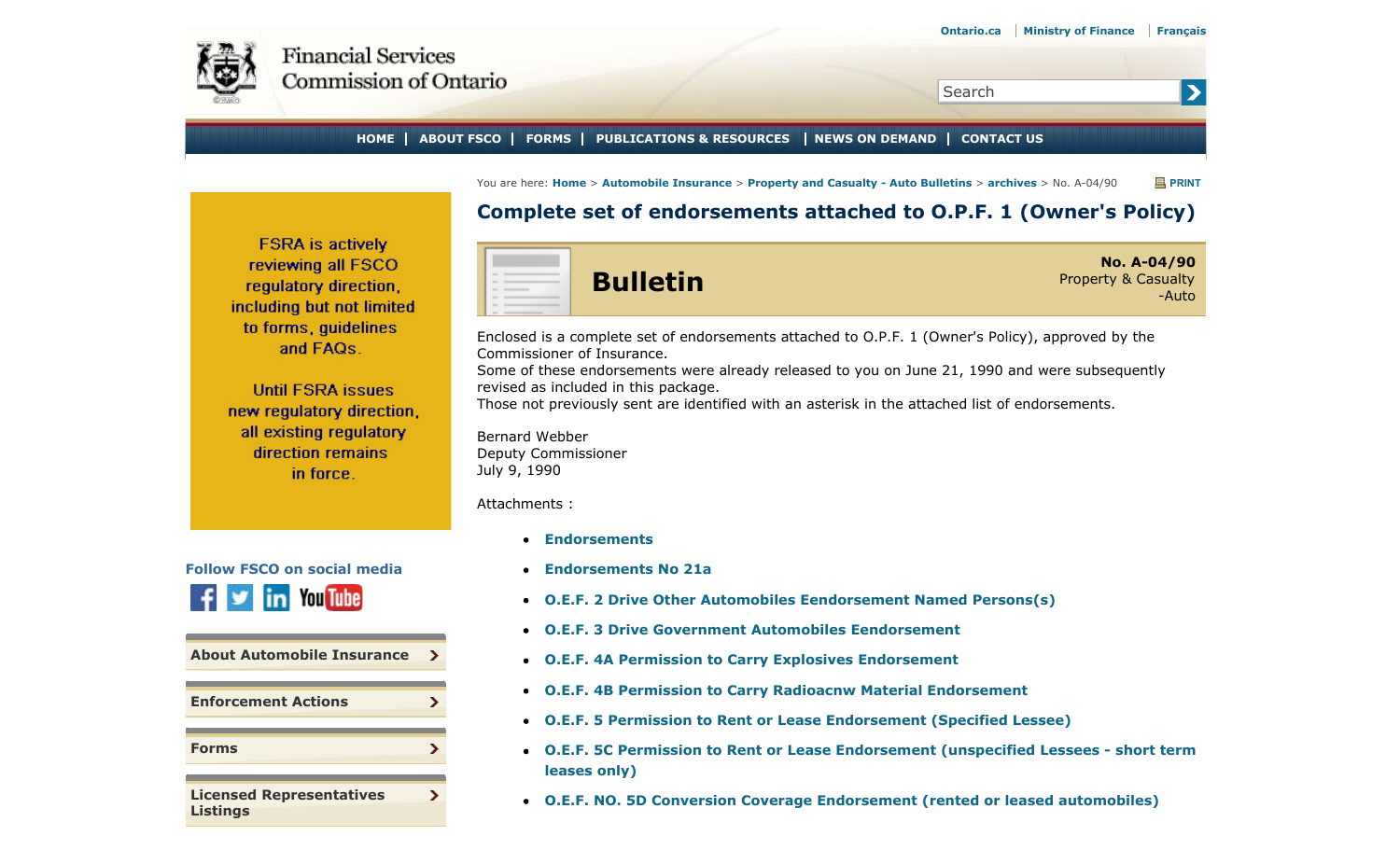Ontario.ca | Ministry of Finance | Français

Financial Services Commission of Ontario

HOME | ABOUT FSCO | FORMS | PUBLICATIONS & RESOURCES | NEWS ON DEMAND | CONTACT US

You are here: Home > Automobile Insurance > Property and Casualty - Auto Bulletins > archives > No. A-04/90

# Complete set of endorsements attached to O.P.F. 1 (Owner's Policy)

## Bulletin

**No. A-04/90**
Property & Casualty -Auto

Enclosed is a complete set of endorsements attached to O.P.F. 1 (Owner's Policy), approved by the Commissioner of Insurance.
Some of these endorsements were already released to you on June 21, 1990 and were subsequently revised as included in this package.
Those not previously sent are identified with an asterisk in the attached list of endorsements.

Bernard Webber
Deputy Commissioner
July 9, 1990

Attachments :

- **Endorsements**
- **Endorsements No 21a**
- **O.E.F. 2 Drive Other Automobiles Eendorsement Named Persons(s)**
- **O.E.F. 3 Drive Government Automobiles Eendorsement**
- **O.E.F. 4A Permission to Carry Explosives Endorsement**
- **O.E.F. 4B Permission to Carry Radioacnw Material Endorsement**
- **O.E.F. 5 Permission to Rent or Lease Endorsement (Specified Lessee)**
- **O.E.F. 5C Permission to Rent or Lease Endorsement (unspecified Lessees - short term leases only)**
- **O.E.F. NO. 5D Conversion Coverage Endorsement (rented or leased automobiles)**

FSRA is actively reviewing all FSCO regulatory direction, including but not limited to forms, guidelines and FAQs.

Until FSRA issues new regulatory direction, all existing regulatory direction remains in force.

Follow FSCO on social media

- About Automobile Insurance
- Enforcement Actions
- Forms
- Licensed Representatives Listings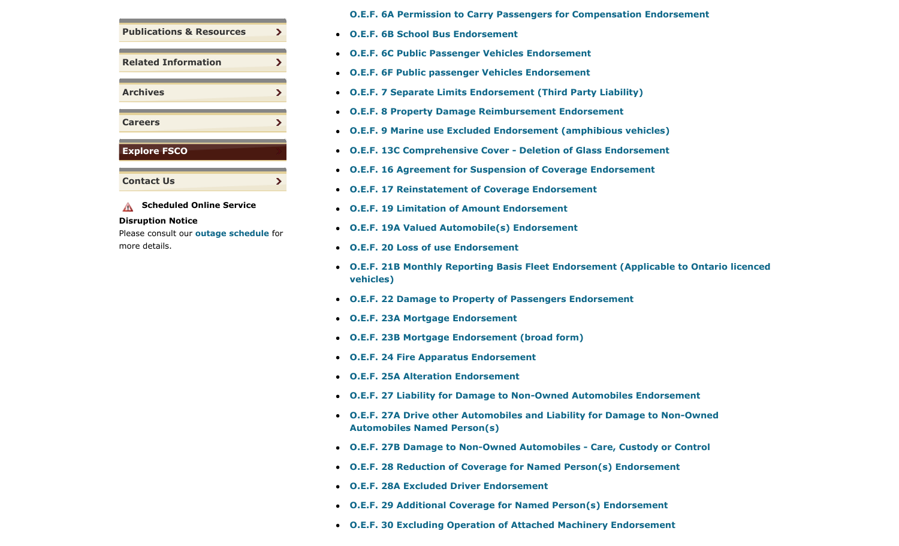- Publications & Resources
- Related Information
- Archives
- Careers
- Explore FSCO
- Contact Us

**Scheduled Online Service Disruption Notice**
Please consult our **outage schedule** for more details.

- **O.E.F. 6A Permission to Carry Passengers for Compensation Endorsement**
- **O.E.F. 6B School Bus Endorsement**
- **O.E.F. 6C Public Passenger Vehicles Endorsement**
- **O.E.F. 6F Public passenger Vehicles Endorsement**
- **O.E.F. 7 Separate Limits Endorsement (Third Party Liability)**
- **O.E.F. 8 Property Damage Reimbursement Endorsement**
- **O.E.F. 9 Marine use Excluded Endorsement (amphibious vehicles)**
- **O.E.F. 13C Comprehensive Cover - Deletion of Glass Endorsement**
- **O.E.F. 16 Agreement for Suspension of Coverage Endorsement**
- **O.E.F. 17 Reinstatement of Coverage Endorsement**
- **O.E.F. 19 Limitation of Amount Endorsement**
- **O.E.F. 19A Valued Automobile(s) Endorsement**
- **O.E.F. 20 Loss of use Endorsement**
- **O.E.F. 21B Monthly Reporting Basis Fleet Endorsement (Applicable to Ontario licenced vehicles)**
- **O.E.F. 22 Damage to Property of Passengers Endorsement**
- **O.E.F. 23A Mortgage Endorsement**
- **O.E.F. 23B Mortgage Endorsement (broad form)**
- **O.E.F. 24 Fire Apparatus Endorsement**
- **O.E.F. 25A Alteration Endorsement**
- **O.E.F. 27 Liability for Damage to Non-Owned Automobiles Endorsement**
- **O.E.F. 27A Drive other Automobiles and Liability for Damage to Non-Owned Automobiles Named Person(s)**
- **O.E.F. 27B Damage to Non-Owned Automobiles - Care, Custody or Control**
- **O.E.F. 28 Reduction of Coverage for Named Person(s) Endorsement**
- **O.E.F. 28A Excluded Driver Endorsement**
- **O.E.F. 29 Additional Coverage for Named Person(s) Endorsement**
- **O.E.F. 30 Excluding Operation of Attached Machinery Endorsement**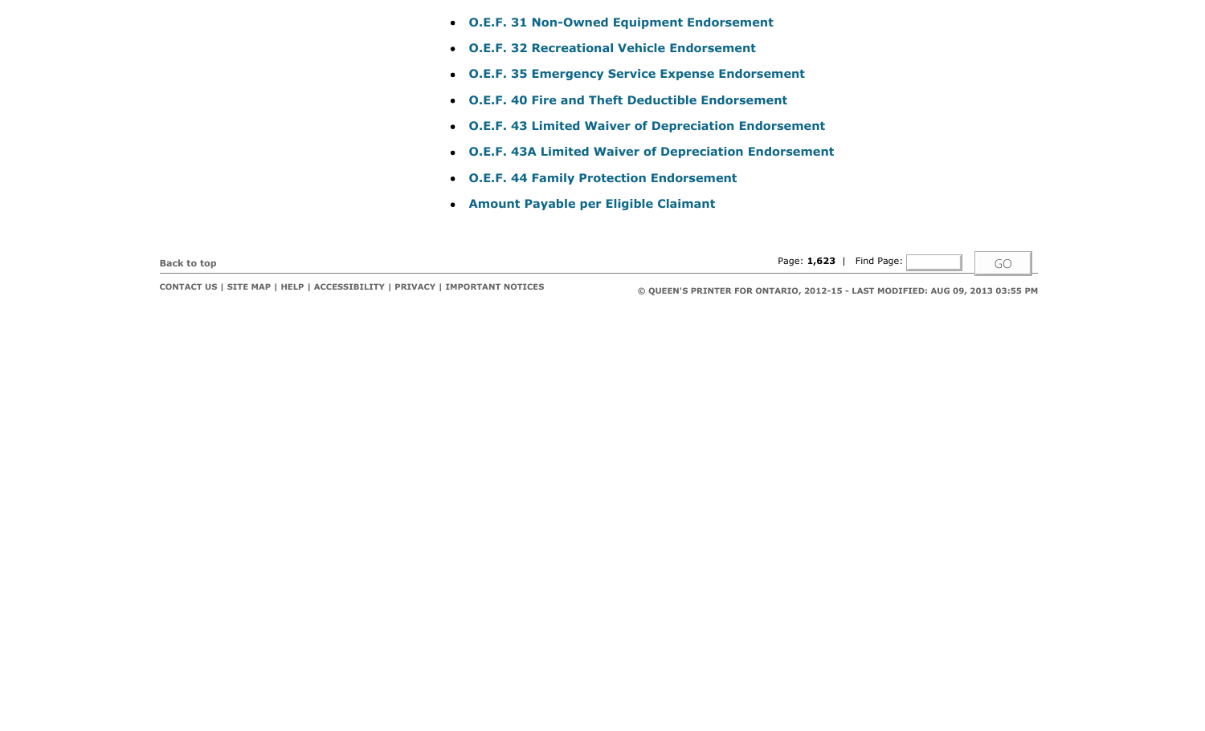- **O.E.F. 31 Non-Owned Equipment Endorsement**
- **O.E.F. 32 Recreational Vehicle Endorsement**
- **O.E.F. 35 Emergency Service Expense Endorsement**
- **O.E.F. 40 Fire and Theft Deductible Endorsement**
- **O.E.F. 43 Limited Waiver of Depreciation Endorsement**
- **O.E.F. 43A Limited Waiver of Depreciation Endorsement**
- **O.E.F. 44 Family Protection Endorsement**
- **Amount Payable per Eligible Claimant**